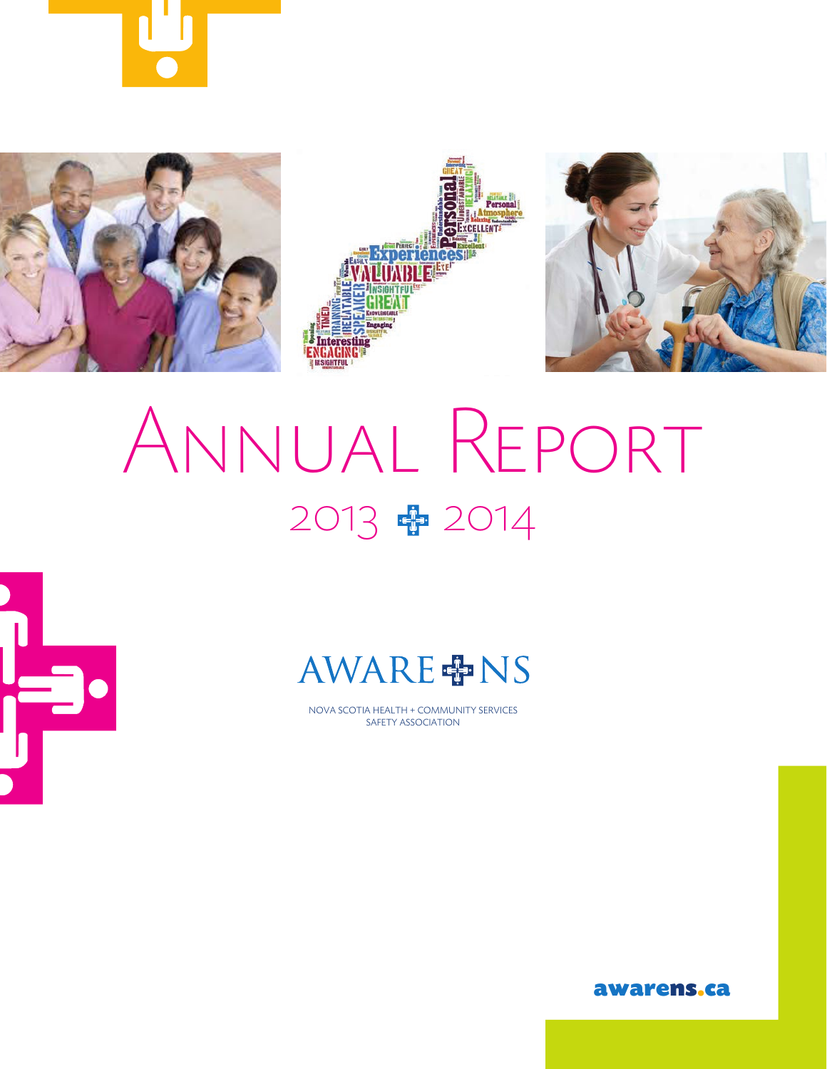# Annual Report

## 2013 – 2014

AWARE NS

NOVA SCOTIA HEALTH + COMMUNITY SERVICES SAFETY ASSOCIATION

awarens.ca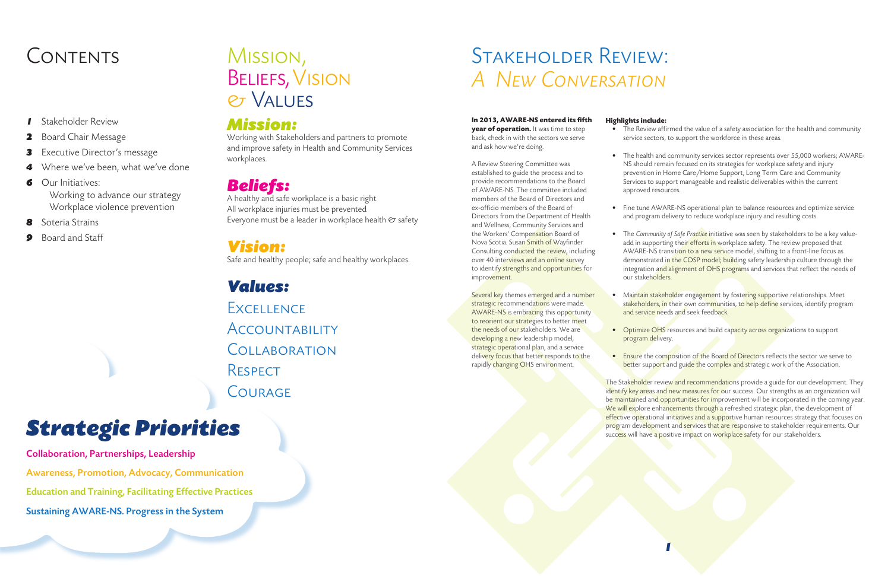# Contents

- **1** Stakeholder Review
- **2** Board Chair Message
- **3** Executive Director's message
- **4** Where we've been, what we've done
- **6** Our Initiatives:
  - Working to advance our strategy
  - Workplace violence prevention
- **8** Soteria Strains
- **9** Board and Staff

# Mission, Beliefs, Vision & Values

## *Mission:*

Working with Stakeholders and partners to promote and improve safety in Health and Community Services workplaces.

## *Beliefs:*

A healthy and safe workplace is a basic right
All workplace injuries must be prevented
Everyone must be a leader in workplace health & safety

## *Vision:*

Safe and healthy people; safe and healthy workplaces.

## *Values:*

Excellence
Accountability
Collaboration
Respect
Courage

# *Strategic Priorities*

**Collaboration, Partnerships, Leadership**

**Awareness, Promotion, Advocacy, Communication**

**Education and Training, Facilitating Effective Practices**

**Sustaining AWARE-NS. Progress in the System**

# Stakeholder Review: *A New Conversation*

**In 2013, AWARE-NS entered its fifth year of operation.** It was time to step back, check in with the sectors we serve and ask how we're doing.

A Review Steering Committee was established to guide the process and to provide recommendations to the Board of AWARE-NS. The committee included members of the Board of Directors and ex-officio members of the Board of Directors from the Department of Health and Wellness, Community Services and the Workers' Compensation Board of Nova Scotia. Susan Smith of Wayfinder Consulting conducted the review, including over 40 interviews and an online survey to identify strengths and opportunities for improvement.

Several key themes emerged and a number strategic recommendations were made. AWARE-NS is embracing this opportunity to reorient our strategies to better meet the needs of our stakeholders. We are developing a new leadership model, strategic operational plan, and a service delivery focus that better responds to the rapidly changing OHS environment.

**Highlights include:**

- The Review affirmed the value of a safety association for the health and community service sectors, to support the workforce in these areas.
- The health and community services sector represents over 55,000 workers; AWARE-NS should remain focused on its strategies for workplace safety and injury prevention in Home Care/Home Support, Long Term Care and Community Services to support manageable and realistic deliverables within the current approved resources.
- Fine tune AWARE-NS operational plan to balance resources and optimize service and program delivery to reduce workplace injury and resulting costs.
- The *Community of Safe Practice* initiative was seen by stakeholders to be a key value-add in supporting their efforts in workplace safety. The review proposed that AWARE-NS transition to a new service model, shifting to a front-line focus as demonstrated in the COSP model; building safety leadership culture through the integration and alignment of OHS programs and services that reflect the needs of our stakeholders.
- Maintain stakeholder engagement by fostering supportive relationships. Meet stakeholders, in their own communities, to help define services, identify program and service needs and seek feedback.
- Optimize OHS resources and build capacity across organizations to support program delivery.
- Ensure the composition of the Board of Directors reflects the sector we serve to better support and guide the complex and strategic work of the Association.

The Stakeholder review and recommendations provide a guide for our development. They identify key areas and new measures for our success. Our strengths as an organization will be maintained and opportunities for improvement will be incorporated in the coming year. We will explore enhancements through a refreshed strategic plan, the development of effective operational initiatives and a supportive human resources strategy that focuses on program development and services that are responsive to stakeholder requirements. Our success will have a positive impact on workplace safety for our stakeholders.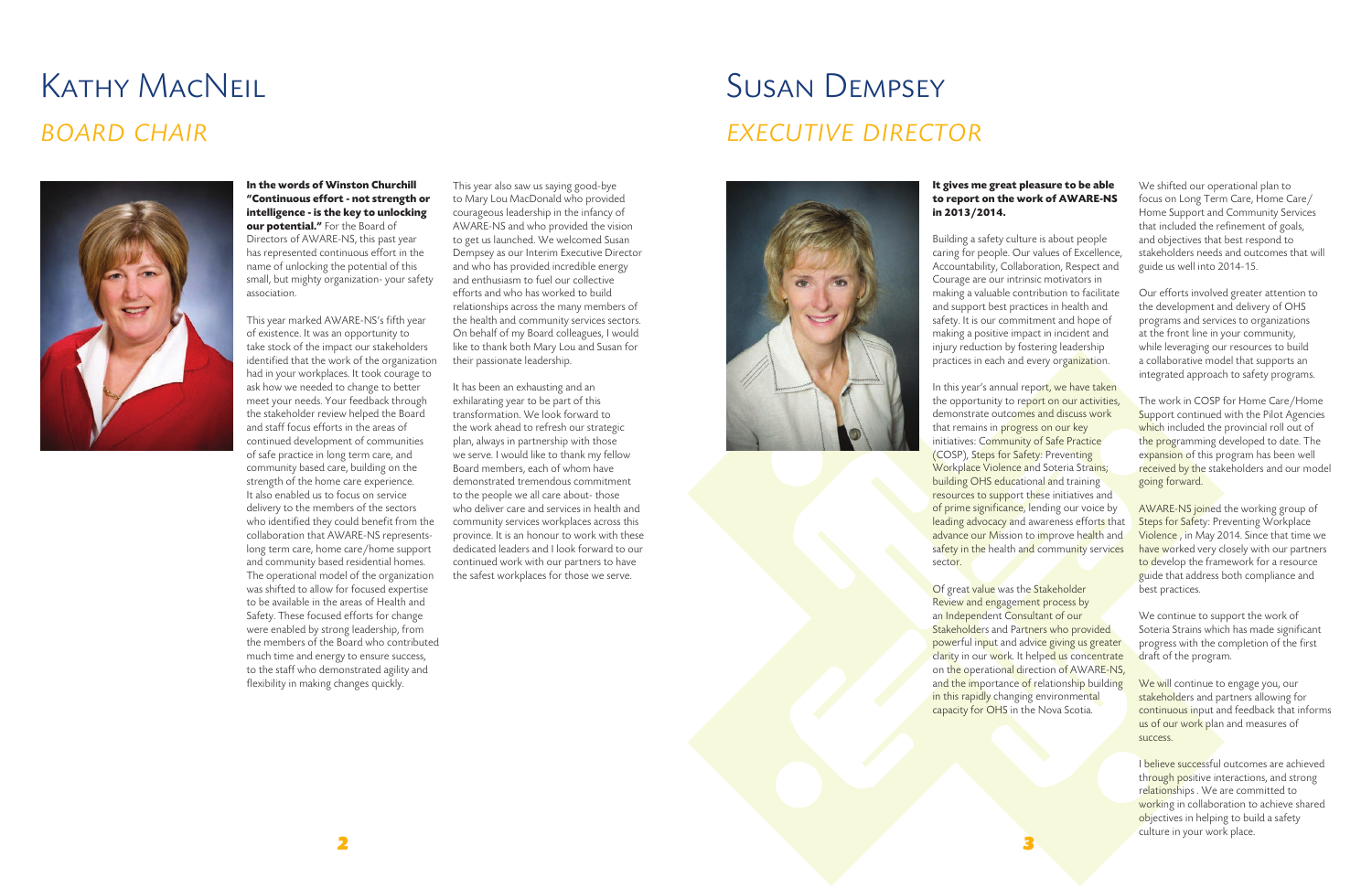# Kathy MacNeil

## *Board Chair*

**In the words of Winston Churchill "Continuous effort - not strength or intelligence - is the key to unlocking our potential."** For the Board of Directors of AWARE-NS, this past year has represented continuous effort in the name of unlocking the potential of this small, but mighty organization- your safety association.

This year marked AWARE-NS's fifth year of existence. It was an opportunity to take stock of the impact our stakeholders identified that the work of the organization had in your workplaces. It took courage to ask how we needed to change to better meet your needs. Your feedback through the stakeholder review helped the Board and staff focus efforts in the areas of continued development of communities of safe practice in long term care, and community based care, building on the strength of the home care experience. It also enabled us to focus on service delivery to the members of the sectors who identified they could benefit from the collaboration that AWARE-NS represents- long term care, home care/home support and community based residential homes. The operational model of the organization was shifted to allow for focused expertise to be available in the areas of Health and Safety. These focused efforts for change were enabled by strong leadership, from the members of the Board who contributed much time and energy to ensure success, to the staff who demonstrated agility and flexibility in making changes quickly.

This year also saw us saying good-bye to Mary Lou MacDonald who provided courageous leadership in the infancy of AWARE-NS and who provided the vision to get us launched. We welcomed Susan Dempsey as our Interim Executive Director and who has provided incredible energy and enthusiasm to fuel our collective efforts and who has worked to build relationships across the many members of the health and community services sectors. On behalf of my Board colleagues, I would like to thank both Mary Lou and Susan for their passionate leadership.

It has been an exhausting and an exhilarating year to be part of this transformation. We look forward to the work ahead to refresh our strategic plan, always in partnership with those we serve. I would like to thank my fellow Board members, each of whom have demonstrated tremendous commitment to the people we all care about- those who deliver care and services in health and community services workplaces across this province. It is an honour to work with these dedicated leaders and I look forward to our continued work with our partners to have the safest workplaces for those we serve.

# Susan Dempsey

## *Executive Director*

**It gives me great pleasure to be able to report on the work of AWARE-NS in 2013/2014.**

Building a safety culture is about people caring for people. Our values of Excellence, Accountability, Collaboration, Respect and Courage are our intrinsic motivators in making a valuable contribution to facilitate and support best practices in health and safety. It is our commitment and hope of making a positive impact in incident and injury reduction by fostering leadership practices in each and every organization.

In this year's annual report, we have taken the opportunity to report on our activities, demonstrate outcomes and discuss work that remains in progress on our key initiatives: Community of Safe Practice (COSP), Steps for Safety: Preventing Workplace Violence and Soteria Strains; building OHS educational and training resources to support these initiatives and of prime significance, lending our voice by leading advocacy and awareness efforts that advance our Mission to improve health and safety in the health and community services sector.

Of great value was the Stakeholder Review and engagement process by an Independent Consultant of our Stakeholders and Partners who provided powerful input and advice giving us greater clarity in our work. It helped us concentrate on the operational direction of AWARE-NS, and the importance of relationship building in this rapidly changing environmental capacity for OHS in the Nova Scotia.

We shifted our operational plan to focus on Long Term Care, Home Care/Home Support and Community Services that included the refinement of goals, and objectives that best respond to stakeholders needs and outcomes that will guide us well into 2014-15.

Our efforts involved greater attention to the development and delivery of OHS programs and services to organizations at the front line in your community, while leveraging our resources to build a collaborative model that supports an integrated approach to safety programs.

The work in COSP for Home Care/Home Support continued with the Pilot Agencies which included the provincial roll out of the programming developed to date. The expansion of this program has been well received by the stakeholders and our model going forward.

AWARE-NS joined the working group of Steps for Safety: Preventing Workplace Violence , in May 2014. Since that time we have worked very closely with our partners to develop the framework for a resource guide that address both compliance and best practices.

We continue to support the work of Soteria Strains which has made significant progress with the completion of the first draft of the program.

We will continue to engage you, our stakeholders and partners allowing for continuous input and feedback that informs us of our work plan and measures of success.

I believe successful outcomes are achieved through positive interactions, and strong relationships . We are committed to working in collaboration to achieve shared objectives in helping to build a safety culture in your work place.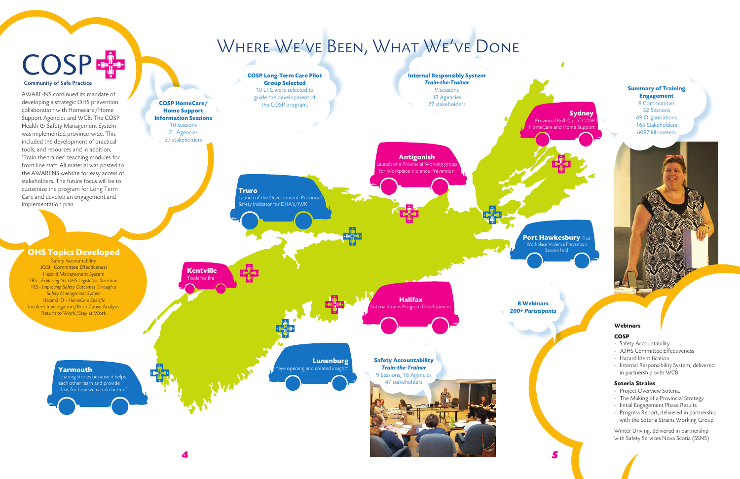# Where We've Been, What We've Done

## COSP
**Community of Safe Practice**

AWARE-NS continued its mandate of developing a strategic OHS prevention collaboration with Homecare/Home Support Agencies and WCB. The COSP Health & Safety Management System was implemented province-wide. This included the development of practical tools, and resources and in addition, 'Train the trainer' teaching modules for front line staff. All material was posted to the AWARENS website for easy access of stakeholders. The future focus will be to customize the program for Long Term Care and develop an engagement and implementation plan.

### OHS Topics Developed

- Safety Accountability
- JOSH Committee Effectiveness
- Hazard Management System
- IRS - *Exploring NS OHS Legislative Structure*
- IRS - *Improving Safety Outcomes Through a Safety Management System*
- Hazard ID - *HomeCare Specific*
- Incident Investigation/Root Cause Analysis
- Return to Work/Stay at Work

**COSP HomeCare/Home Support Information Sessions**
10 Sessions
21 Agencies
37 stakeholders

**COSP Long-Term Care Pilot Group Selected**
10 LTC were selected to guide the development of the COSP program.

**Internal Responsibly System *Train-the-Trainer***
9 Sessions
13 Agencies
27 stakeholders

**Yarmouth**
"sharing stories because it helps each other learn and provide ideas for how we can do better"

**Kentville**
Tools for life

**Truro**
Launch of the Development Provincial Safety Indicator for DHA's/IWK

**Antigonish**
Launch of a Provincial Working group for Workplace Violence Prevention

**Sydney**
Provincial Roll Out of COSP HomeCare and Home Support

**Port Hawkesbury**: First Workplace Violence Prevention Session held

**Halifax**
Soteria Strains Program Development

**Lunenburg**
"eye opening and created insight"

**Safety Accountability *Train-the-Trainer***
9 Sessions, 18 Agencies
47 stakeholders

**8 Webinars**
***200+ Participants***

**Summary of Training Engagement**
9 Communities
32 Sessions
69 Organizations
165 Stakeholders
6097 kilometers

### Webinars

**COSP**

- Safety Accountability
- JOHS Committee Effectiveness
- Hazard Identification
- Internal Responsibility System, delivered in partnership with WCB

**Soteria Strains**

- Project Overview Soteria,
- The Making of a Provincial Strategy
- Initial Engagement Phase Results
- Progress Report, delivered in partnership with the Soteria Strains Working Group

Winter Driving, delivered in partnership with Safety Services Nova Scotia (SSNS)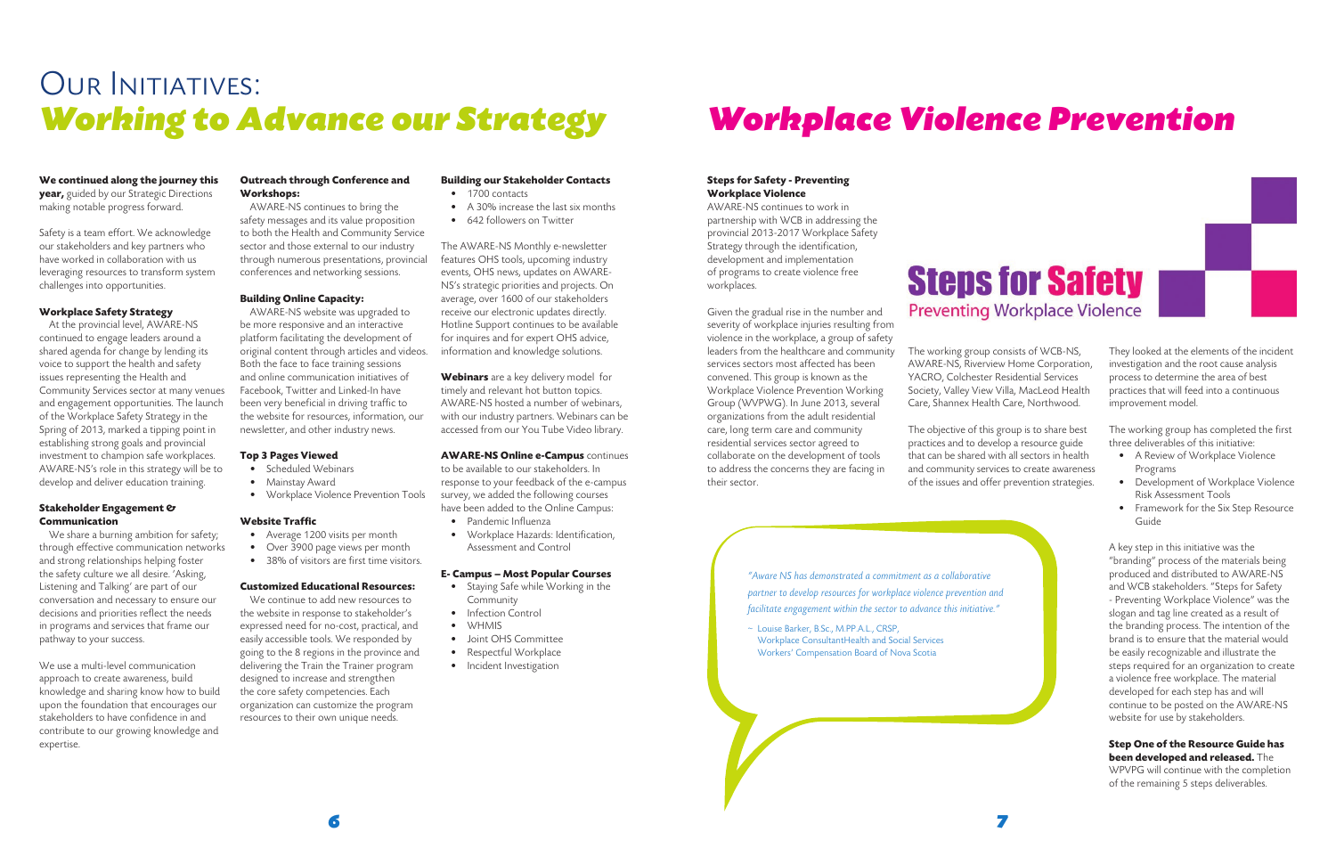# Our Initiatives: *Working to Advance our Strategy*

**We continued along the journey this year,** guided by our Strategic Directions making notable progress forward.

Safety is a team effort. We acknowledge our stakeholders and key partners who have worked in collaboration with us leveraging resources to transform system challenges into opportunities.

### Workplace Safety Strategy

At the provincial level, AWARE-NS continued to engage leaders around a shared agenda for change by lending its voice to support the health and safety issues representing the Health and Community Services sector at many venues and engagement opportunities. The launch of the Workplace Safety Strategy in the Spring of 2013, marked a tipping point in establishing strong goals and provincial investment to champion safe workplaces. AWARE-NS's role in this strategy will be to develop and deliver education training.

### Stakeholder Engagement & Communication

We share a burning ambition for safety; through effective communication networks and strong relationships helping foster the safety culture we all desire. 'Asking, Listening and Talking' are part of our conversation and necessary to ensure our decisions and priorities reflect the needs in programs and services that frame our pathway to your success.

We use a multi-level communication approach to create awareness, build knowledge and sharing know how to build upon the foundation that encourages our stakeholders to have confidence in and contribute to our growing knowledge and expertise.

### Outreach through Conference and Workshops:

AWARE-NS continues to bring the safety messages and its value proposition to both the Health and Community Service sector and those external to our industry through numerous presentations, provincial conferences and networking sessions.

### Building Online Capacity:

AWARE-NS website was upgraded to be more responsive and an interactive platform facilitating the development of original content through articles and videos. Both the face to face training sessions and online communication initiatives of Facebook, Twitter and Linked-In have been very beneficial in driving traffic to the website for resources, information, our newsletter, and other industry news.

### Top 3 Pages Viewed

- Scheduled Webinars
- Mainstay Award
- Workplace Violence Prevention Tools

### Website Traffic

- Average 1200 visits per month
- Over 3900 page views per month
- 38% of visitors are first time visitors.

### Customized Educational Resources:

We continue to add new resources to the website in response to stakeholder's expressed need for no-cost, practical, and easily accessible tools. We responded by going to the 8 regions in the province and delivering the Train the Trainer program designed to increase and strengthen the core safety competencies. Each organization can customize the program resources to their own unique needs.

### Building our Stakeholder Contacts

- 1700 contacts
- A 30% increase the last six months
- 642 followers on Twitter

The AWARE-NS Monthly e-newsletter features OHS tools, upcoming industry events, OHS news, updates on AWARE-NS's strategic priorities and projects. On average, over 1600 of our stakeholders receive our electronic updates directly. Hotline Support continues to be available for inquires and for expert OHS advice, information and knowledge solutions.

**Webinars** are a key delivery model for timely and relevant hot button topics. AWARE-NS hosted a number of webinars, with our industry partners. Webinars can be accessed from our You Tube Video library.

**AWARE-NS Online e-Campus** continues to be available to our stakeholders. In response to your feedback of the e-campus survey, we added the following courses have been added to the Online Campus:

- Pandemic Influenza
- Workplace Hazards: Identification, Assessment and Control

### E- Campus – Most Popular Courses

- Staying Safe while Working in the Community
- Infection Control
- WHMIS
- Joint OHS Committee
- Respectful Workplace
- Incident Investigation

# *Workplace Violence Prevention*

### Steps for Safety - Preventing Workplace Violence

AWARE-NS continues to work in partnership with WCB in addressing the provincial 2013-2017 Workplace Safety Strategy through the identification, development and implementation of programs to create violence free workplaces.

Given the gradual rise in the number and severity of workplace injuries resulting from violence in the workplace, a group of safety leaders from the healthcare and community services sectors most affected has been convened. This group is known as the Workplace Violence Prevention Working Group (WVPWG). In June 2013, several organizations from the adult residential care, long term care and community residential services sector agreed to collaborate on the development of tools to address the concerns they are facing in their sector.

**Steps for Safety**
Preventing Workplace Violence

The working group consists of WCB-NS, AWARE-NS, Riverview Home Corporation, YACRO, Colchester Residential Services Society, Valley View Villa, MacLeod Health Care, Shannex Health Care, Northwood.

The objective of this group is to share best practices and to develop a resource guide that can be shared with all sectors in health and community services to create awareness of the issues and offer prevention strategies.

*"Aware NS has demonstrated a commitment as a collaborative partner to develop resources for workplace violence prevention and facilitate engagement within the sector to advance this initiative."*

– Louise Barker, B.Sc., M.PP.A.L., CRSP,
Workplace ConsultantHealth and Social Services
Workers' Compensation Board of Nova Scotia

They looked at the elements of the incident investigation and the root cause analysis process to determine the area of best practices that will feed into a continuous improvement model.

The working group has completed the first three deliverables of this initiative:

- A Review of Workplace Violence Programs
- Development of Workplace Violence Risk Assessment Tools
- Framework for the Six Step Resource Guide

A key step in this initiative was the "branding" process of the materials being produced and distributed to AWARE-NS and WCB stakeholders. "Steps for Safety - Preventing Workplace Violence" was the slogan and tag line created as a result of the branding process. The intention of the brand is to ensure that the material would be easily recognizable and illustrate the steps required for an organization to create a violence free workplace. The material developed for each step has and will continue to be posted on the AWARE-NS website for use by stakeholders.

**Step One of the Resource Guide has been developed and released.** The WPVPG will continue with the completion of the remaining 5 steps deliverables.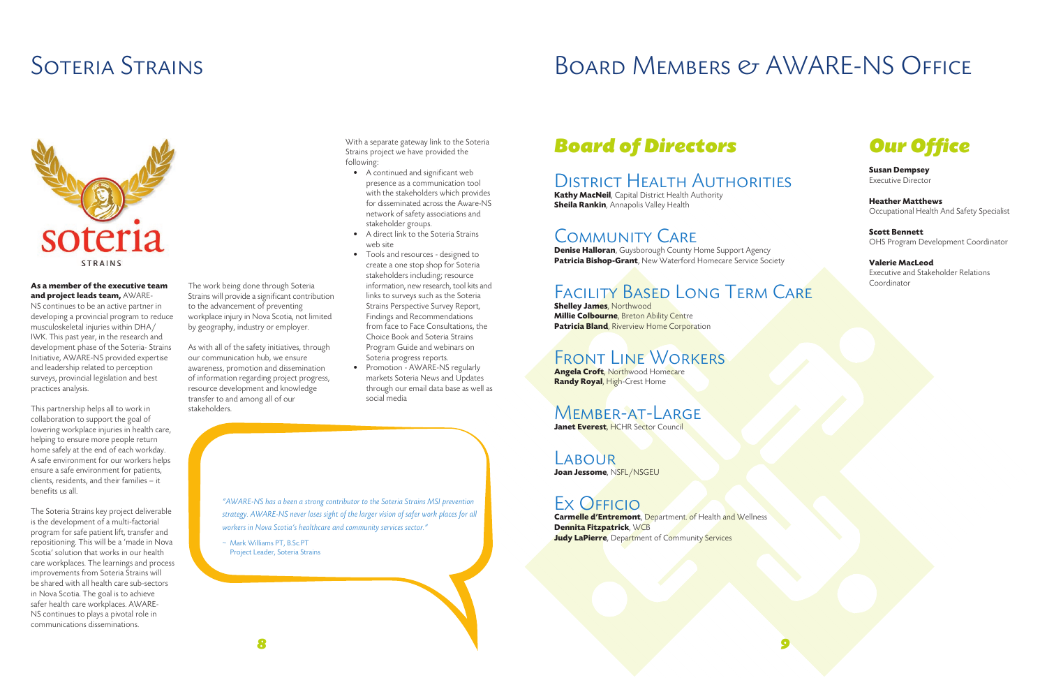# Soteria Strains

soteria STRAINS

**As a member of the executive team and project leads team,** AWARE-NS continues to be an active partner in developing a provincial program to reduce musculoskeletal injuries within DHA/IWK. This past year, in the research and development phase of the Soteria- Strains Initiative, AWARE-NS provided expertise and leadership related to perception surveys, provincial legislation and best practices analysis.

This partnership helps all to work in collaboration to support the goal of lowering workplace injuries in health care, helping to ensure more people return home safely at the end of each workday. A safe environment for our workers helps ensure a safe environment for patients, clients, residents, and their families – it benefits us all.

The Soteria Strains key project deliverable is the development of a multi-factorial program for safe patient lift, transfer and repositioning. This will be a 'made in Nova Scotia' solution that works in our health care workplaces. The learnings and process improvements from Soteria Strains will be shared with all health care sub-sectors in Nova Scotia. The goal is to achieve safer health care workplaces. AWARE-NS continues to plays a pivotal role in communications disseminations.

The work being done through Soteria Strains will provide a significant contribution to the advancement of preventing workplace injury in Nova Scotia, not limited by geography, industry or employer.

As with all of the safety initiatives, through our communication hub, we ensure awareness, promotion and dissemination of information regarding project progress, resource development and knowledge transfer to and among all of our stakeholders.

With a separate gateway link to the Soteria Strains project we have provided the following:

- A continued and significant web presence as a communication tool with the stakeholders which provides for disseminated across the Aware-NS network of safety associations and stakeholder groups.
- A direct link to the Soteria Strains web site
- Tools and resources - designed to create a one stop shop for Soteria stakeholders including; resource information, new research, tool kits and links to surveys such as the Soteria Strains Perspective Survey Report, Findings and Recommendations from face to Face Consultations, the Choice Book and Soteria Strains Program Guide and webinars on Soteria progress reports.
- Promotion - AWARE-NS regularly markets Soteria News and Updates through our email data base as well as social media

*"AWARE-NS has a been a strong contributor to the Soteria Strains MSI prevention strategy. AWARE-NS never loses sight of the larger vision of safer work places for all workers in Nova Scotia's healthcare and community services sector."*

~ Mark Williams PT, B.Sc.PT
Project Leader, Soteria Strains

# Board Members & AWARE-NS Office

## Board of Directors

### District Health Authorities

**Kathy MacNeil**, Capital District Health Authority
**Sheila Rankin**, Annapolis Valley Health

### Community Care

**Denise Halloran**, Guysborough County Home Support Agency
**Patricia Bishop-Grant**, New Waterford Homecare Service Society

### Facility Based Long Term Care

**Shelley James**, Northwood
**Millie Colbourne**, Breton Ability Centre
**Patricia Bland**, Riverview Home Corporation

### Front Line Workers

**Angela Croft**, Northwood Homecare
**Randy Royal**, High-Crest Home

### Member-at-Large

**Janet Everest**, HCHR Sector Council

### Labour

**Joan Jessome**, NSFL/NSGEU

### Ex Officio

**Carmelle d'Entremont**, Department. of Health and Wellness
**Dennita Fitzpatrick**, WCB
**Judy LaPierre**, Department of Community Services

## Our Office

**Susan Dempsey**
Executive Director

**Heather Matthews**
Occupational Health And Safety Specialist

**Scott Bennett**
OHS Program Development Coordinator

**Valerie MacLeod**
Executive and Stakeholder Relations Coordinator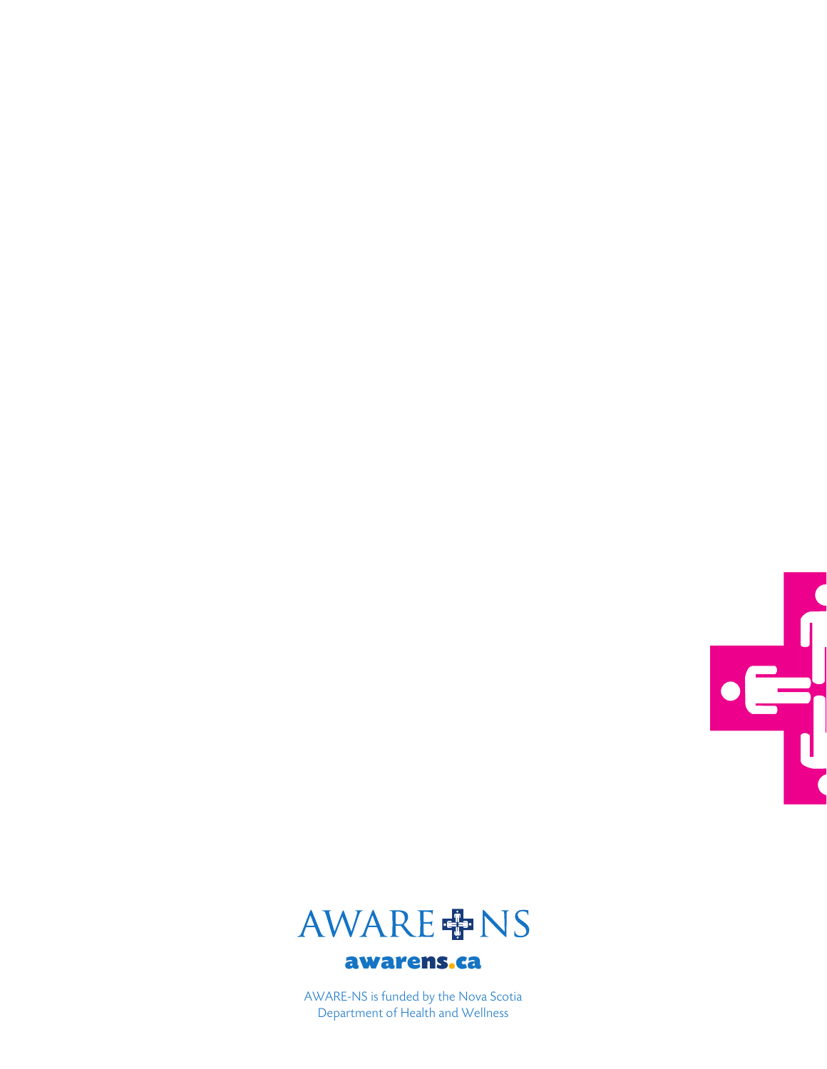AWARE NS

awarens.ca

AWARE-NS is funded by the Nova Scotia Department of Health and Wellness